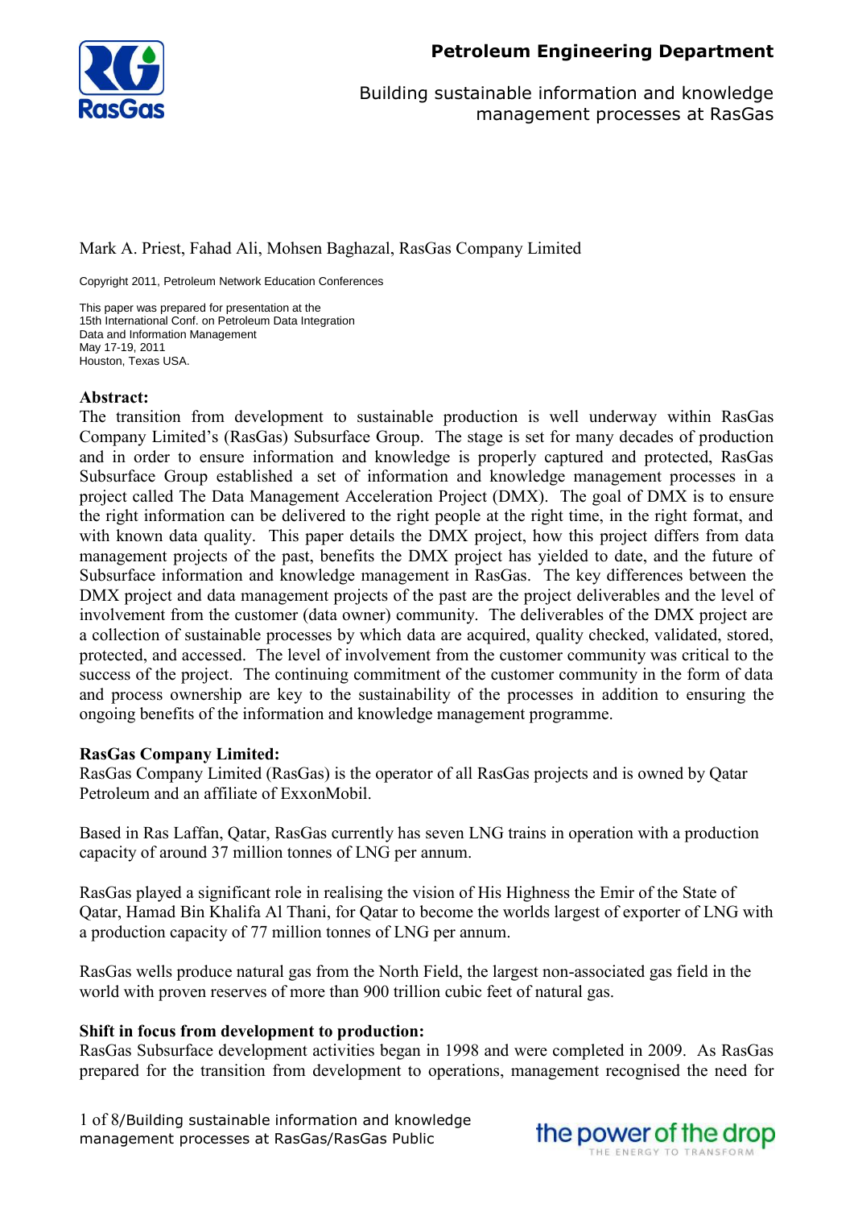**Petroleum Engineering Department**

Building sustainable information and knowledge management processes at RasGas

Mark A. Priest, Fahad Ali, Mohsen Baghazal, RasGas Company Limited

Copyright 2011, Petroleum Network Education Conferences

This paper was prepared for presentation at the
15th International Conf. on Petroleum Data Integration
Data and Information Management
May 17-19, 2011
Houston, Texas USA.

**Abstract:**
The transition from development to sustainable production is well underway within RasGas Company Limited's (RasGas) Subsurface Group. The stage is set for many decades of production and in order to ensure information and knowledge is properly captured and protected, RasGas Subsurface Group established a set of information and knowledge management processes in a project called The Data Management Acceleration Project (DMX). The goal of DMX is to ensure the right information can be delivered to the right people at the right time, in the right format, and with known data quality. This paper details the DMX project, how this project differs from data management projects of the past, benefits the DMX project has yielded to date, and the future of Subsurface information and knowledge management in RasGas. The key differences between the DMX project and data management projects of the past are the project deliverables and the level of involvement from the customer (data owner) community. The deliverables of the DMX project are a collection of sustainable processes by which data are acquired, quality checked, validated, stored, protected, and accessed. The level of involvement from the customer community was critical to the success of the project. The continuing commitment of the customer community in the form of data and process ownership are key to the sustainability of the processes in addition to ensuring the ongoing benefits of the information and knowledge management programme.

**RasGas Company Limited:**
RasGas Company Limited (RasGas) is the operator of all RasGas projects and is owned by Qatar Petroleum and an affiliate of ExxonMobil.

Based in Ras Laffan, Qatar, RasGas currently has seven LNG trains in operation with a production capacity of around 37 million tonnes of LNG per annum.

RasGas played a significant role in realising the vision of His Highness the Emir of the State of Qatar, Hamad Bin Khalifa Al Thani, for Qatar to become the worlds largest of exporter of LNG with a production capacity of 77 million tonnes of LNG per annum.

RasGas wells produce natural gas from the North Field, the largest non-associated gas field in the world with proven reserves of more than 900 trillion cubic feet of natural gas.

**Shift in focus from development to production:**
RasGas Subsurface development activities began in 1998 and were completed in 2009. As RasGas prepared for the transition from development to operations, management recognised the need for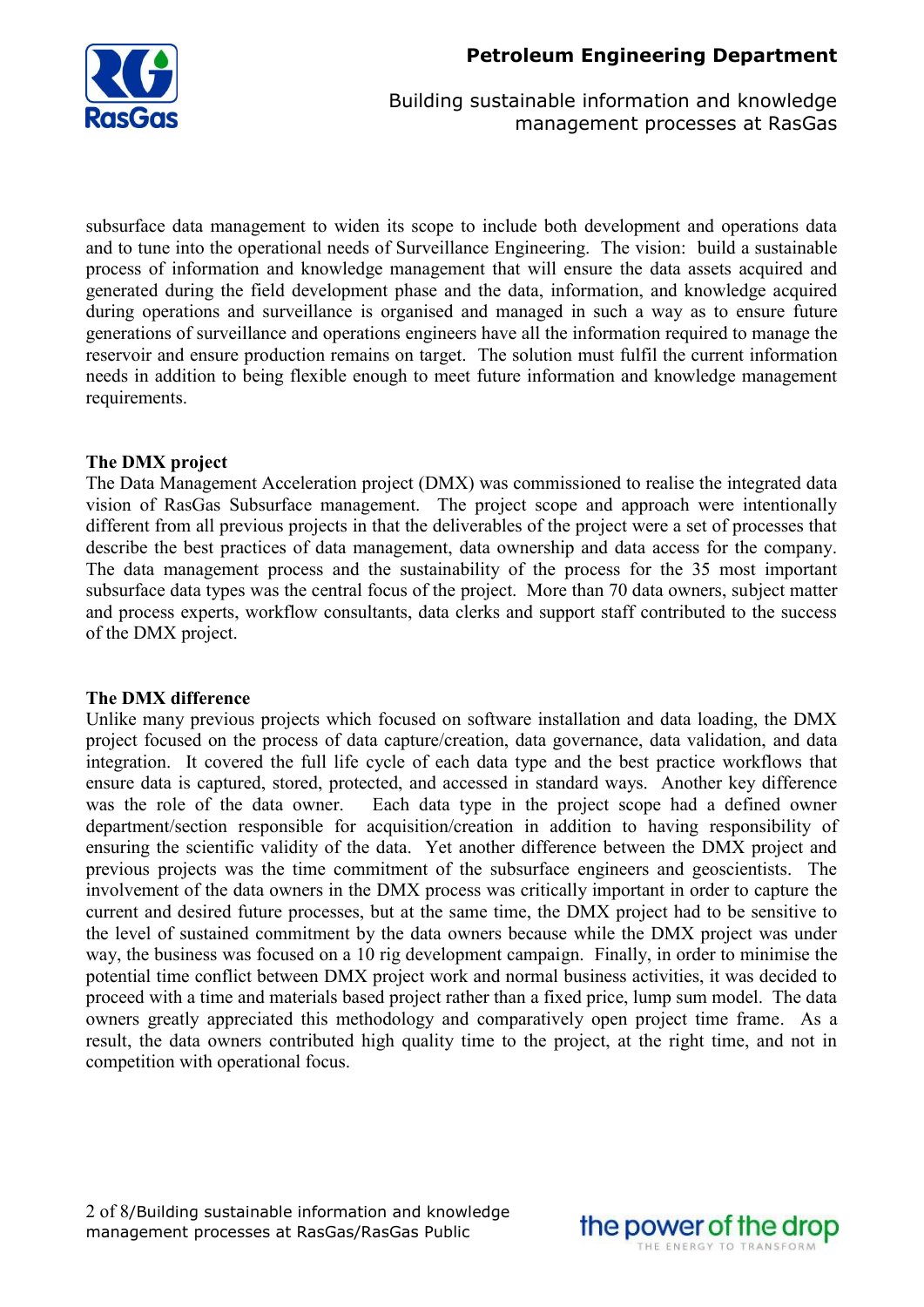subsurface data management to widen its scope to include both development and operations data and to tune into the operational needs of Surveillance Engineering. The vision: build a sustainable process of information and knowledge management that will ensure the data assets acquired and generated during the field development phase and the data, information, and knowledge acquired during operations and surveillance is organised and managed in such a way as to ensure future generations of surveillance and operations engineers have all the information required to manage the reservoir and ensure production remains on target. The solution must fulfil the current information needs in addition to being flexible enough to meet future information and knowledge management requirements.

**The DMX project**

The Data Management Acceleration project (DMX) was commissioned to realise the integrated data vision of RasGas Subsurface management. The project scope and approach were intentionally different from all previous projects in that the deliverables of the project were a set of processes that describe the best practices of data management, data ownership and data access for the company. The data management process and the sustainability of the process for the 35 most important subsurface data types was the central focus of the project. More than 70 data owners, subject matter and process experts, workflow consultants, data clerks and support staff contributed to the success of the DMX project.

**The DMX difference**

Unlike many previous projects which focused on software installation and data loading, the DMX project focused on the process of data capture/creation, data governance, data validation, and data integration. It covered the full life cycle of each data type and the best practice workflows that ensure data is captured, stored, protected, and accessed in standard ways. Another key difference was the role of the data owner. Each data type in the project scope had a defined owner department/section responsible for acquisition/creation in addition to having responsibility of ensuring the scientific validity of the data. Yet another difference between the DMX project and previous projects was the time commitment of the subsurface engineers and geoscientists. The involvement of the data owners in the DMX process was critically important in order to capture the current and desired future processes, but at the same time, the DMX project had to be sensitive to the level of sustained commitment by the data owners because while the DMX project was under way, the business was focused on a 10 rig development campaign. Finally, in order to minimise the potential time conflict between DMX project work and normal business activities, it was decided to proceed with a time and materials based project rather than a fixed price, lump sum model. The data owners greatly appreciated this methodology and comparatively open project time frame. As a result, the data owners contributed high quality time to the project, at the right time, and not in competition with operational focus.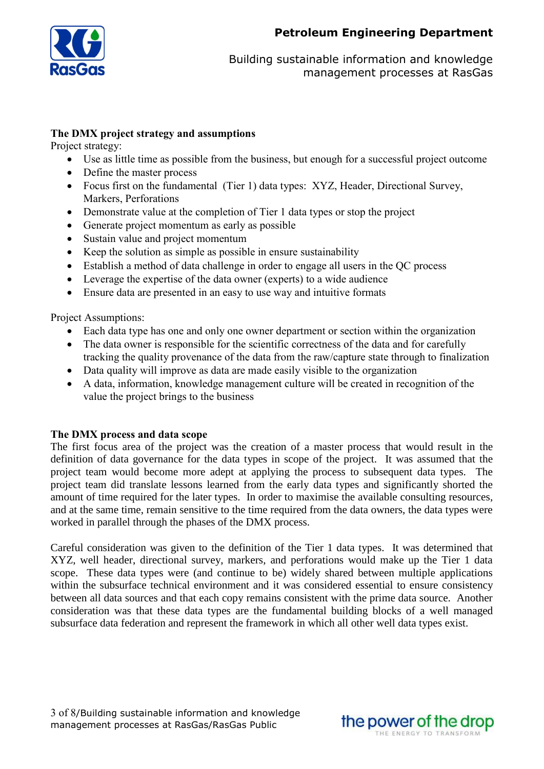**The DMX project strategy and assumptions**

Project strategy:

- Use as little time as possible from the business, but enough for a successful project outcome
- Define the master process
- Focus first on the fundamental (Tier 1) data types: XYZ, Header, Directional Survey, Markers, Perforations
- Demonstrate value at the completion of Tier 1 data types or stop the project
- Generate project momentum as early as possible
- Sustain value and project momentum
- Keep the solution as simple as possible in ensure sustainability
- Establish a method of data challenge in order to engage all users in the QC process
- Leverage the expertise of the data owner (experts) to a wide audience
- Ensure data are presented in an easy to use way and intuitive formats

Project Assumptions:

- Each data type has one and only one owner department or section within the organization
- The data owner is responsible for the scientific correctness of the data and for carefully tracking the quality provenance of the data from the raw/capture state through to finalization
- Data quality will improve as data are made easily visible to the organization
- A data, information, knowledge management culture will be created in recognition of the value the project brings to the business

**The DMX process and data scope**

The first focus area of the project was the creation of a master process that would result in the definition of data governance for the data types in scope of the project. It was assumed that the project team would become more adept at applying the process to subsequent data types. The project team did translate lessons learned from the early data types and significantly shorted the amount of time required for the later types. In order to maximise the available consulting resources, and at the same time, remain sensitive to the time required from the data owners, the data types were worked in parallel through the phases of the DMX process.

Careful consideration was given to the definition of the Tier 1 data types. It was determined that XYZ, well header, directional survey, markers, and perforations would make up the Tier 1 data scope. These data types were (and continue to be) widely shared between multiple applications within the subsurface technical environment and it was considered essential to ensure consistency between all data sources and that each copy remains consistent with the prime data source. Another consideration was that these data types are the fundamental building blocks of a well managed subsurface data federation and represent the framework in which all other well data types exist.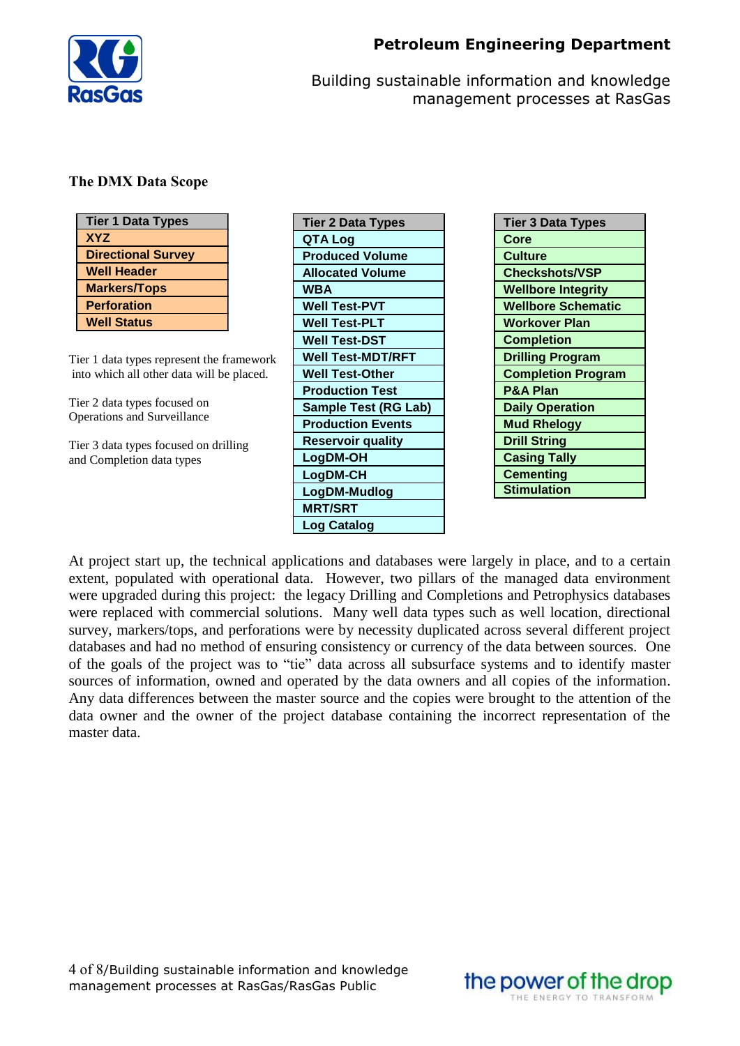### The DMX Data Scope

| Tier 1 Data Types |
|---|
| XYZ |
| Directional Survey |
| Well Header |
| Markers/Tops |
| Perforation |
| Well Status |

Tier 1 data types represent the framework into which all other data will be placed.

Tier 2 data types focused on Operations and Surveillance

Tier 3 data types focused on drilling and Completion data types

| Tier 2 Data Types |
|---|
| QTA Log |
| Produced Volume |
| Allocated Volume |
| WBA |
| Well Test-PVT |
| Well Test-PLT |
| Well Test-DST |
| Well Test-MDT/RFT |
| Well Test-Other |
| Production Test |
| Sample Test (RG Lab) |
| Production Events |
| Reservoir quality |
| LogDM-OH |
| LogDM-CH |
| LogDM-Mudlog |
| MRT/SRT |
| Log Catalog |

| Tier 3 Data Types |
|---|
| Core |
| Culture |
| Checkshots/VSP |
| Wellbore Integrity |
| Wellbore Schematic |
| Workover Plan |
| Completion |
| Drilling Program |
| Completion Program |
| P&A Plan |
| Daily Operation |
| Mud Rhelogy |
| Drill String |
| Casing Tally |
| Cementing |
| Stimulation |

At project start up, the technical applications and databases were largely in place, and to a certain extent, populated with operational data. However, two pillars of the managed data environment were upgraded during this project: the legacy Drilling and Completions and Petrophysics databases were replaced with commercial solutions. Many well data types such as well location, directional survey, markers/tops, and perforations were by necessity duplicated across several different project databases and had no method of ensuring consistency or currency of the data between sources. One of the goals of the project was to "tie" data across all subsurface systems and to identify master sources of information, owned and operated by the data owners and all copies of the information. Any data differences between the master source and the copies were brought to the attention of the data owner and the owner of the project database containing the incorrect representation of the master data.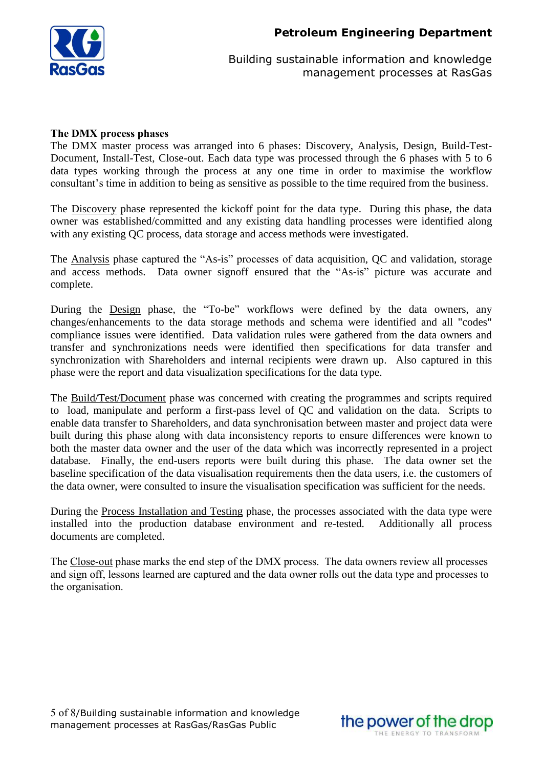**The DMX process phases**

The DMX master process was arranged into 6 phases: Discovery, Analysis, Design, Build-Test-Document, Install-Test, Close-out. Each data type was processed through the 6 phases with 5 to 6 data types working through the process at any one time in order to maximise the workflow consultant's time in addition to being as sensitive as possible to the time required from the business.

The Discovery phase represented the kickoff point for the data type. During this phase, the data owner was established/committed and any existing data handling processes were identified along with any existing QC process, data storage and access methods were investigated.

The Analysis phase captured the "As-is" processes of data acquisition, QC and validation, storage and access methods. Data owner signoff ensured that the "As-is" picture was accurate and complete.

During the Design phase, the "To-be" workflows were defined by the data owners, any changes/enhancements to the data storage methods and schema were identified and all "codes" compliance issues were identified. Data validation rules were gathered from the data owners and transfer and synchronization needs were identified then specifications for data transfer and synchronization with Shareholders and internal recipients were drawn up. Also captured in this phase were the report and data visualization specifications for the data type.

The Build/Test/Document phase was concerned with creating the programmes and scripts required to load, manipulate and perform a first-pass level of QC and validation on the data. Scripts to enable data transfer to Shareholders, and data synchronisation between master and project data were built during this phase along with data inconsistency reports to ensure differences were known to both the master data owner and the user of the data which was incorrectly represented in a project database. Finally, the end-users reports were built during this phase. The data owner set the baseline specification of the data visualisation requirements then the data users, i.e. the customers of the data owner, were consulted to insure the visualisation specification was sufficient for the needs.

During the Process Installation and Testing phase, the processes associated with the data type were installed into the production database environment and re-tested. Additionally all process documents are completed.

The Close-out phase marks the end step of the DMX process. The data owners review all processes and sign off, lessons learned are captured and the data owner rolls out the data type and processes to the organisation.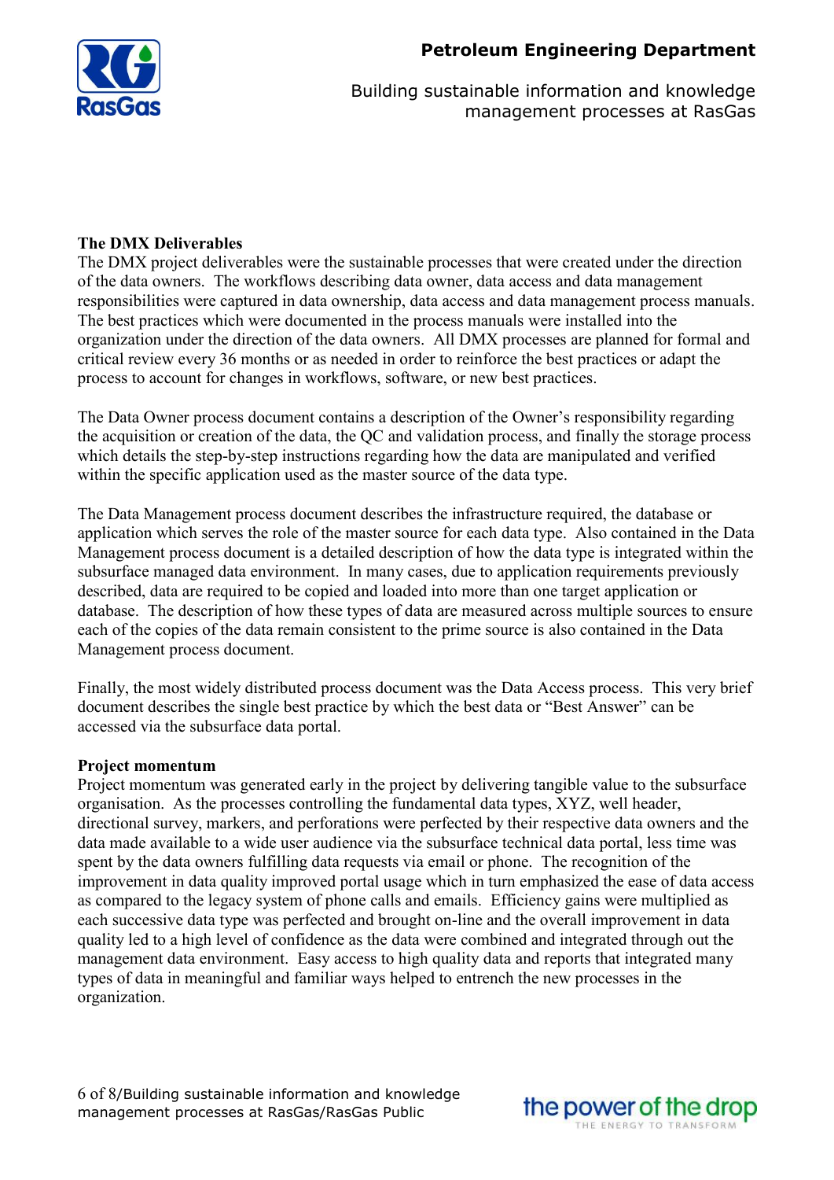## The DMX Deliverables

The DMX project deliverables were the sustainable processes that were created under the direction of the data owners. The workflows describing data owner, data access and data management responsibilities were captured in data ownership, data access and data management process manuals. The best practices which were documented in the process manuals were installed into the organization under the direction of the data owners. All DMX processes are planned for formal and critical review every 36 months or as needed in order to reinforce the best practices or adapt the process to account for changes in workflows, software, or new best practices.

The Data Owner process document contains a description of the Owner's responsibility regarding the acquisition or creation of the data, the QC and validation process, and finally the storage process which details the step-by-step instructions regarding how the data are manipulated and verified within the specific application used as the master source of the data type.

The Data Management process document describes the infrastructure required, the database or application which serves the role of the master source for each data type. Also contained in the Data Management process document is a detailed description of how the data type is integrated within the subsurface managed data environment. In many cases, due to application requirements previously described, data are required to be copied and loaded into more than one target application or database. The description of how these types of data are measured across multiple sources to ensure each of the copies of the data remain consistent to the prime source is also contained in the Data Management process document.

Finally, the most widely distributed process document was the Data Access process. This very brief document describes the single best practice by which the best data or "Best Answer" can be accessed via the subsurface data portal.

## Project momentum

Project momentum was generated early in the project by delivering tangible value to the subsurface organisation. As the processes controlling the fundamental data types, XYZ, well header, directional survey, markers, and perforations were perfected by their respective data owners and the data made available to a wide user audience via the subsurface technical data portal, less time was spent by the data owners fulfilling data requests via email or phone. The recognition of the improvement in data quality improved portal usage which in turn emphasized the ease of data access as compared to the legacy system of phone calls and emails. Efficiency gains were multiplied as each successive data type was perfected and brought on-line and the overall improvement in data quality led to a high level of confidence as the data were combined and integrated through out the management data environment. Easy access to high quality data and reports that integrated many types of data in meaningful and familiar ways helped to entrench the new processes in the organization.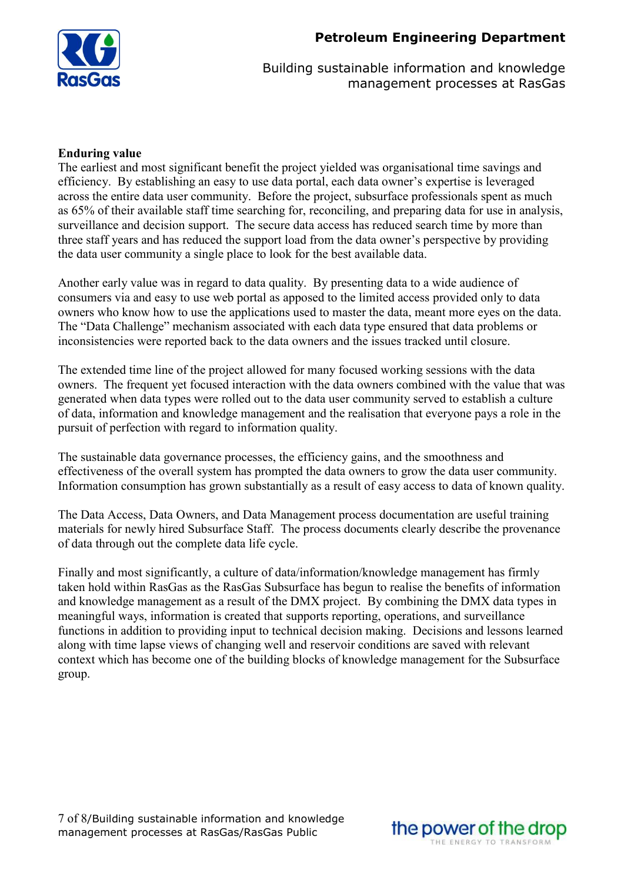**Enduring value**

The earliest and most significant benefit the project yielded was organisational time savings and efficiency. By establishing an easy to use data portal, each data owner's expertise is leveraged across the entire data user community. Before the project, subsurface professionals spent as much as 65% of their available staff time searching for, reconciling, and preparing data for use in analysis, surveillance and decision support. The secure data access has reduced search time by more than three staff years and has reduced the support load from the data owner's perspective by providing the data user community a single place to look for the best available data.

Another early value was in regard to data quality. By presenting data to a wide audience of consumers via and easy to use web portal as apposed to the limited access provided only to data owners who know how to use the applications used to master the data, meant more eyes on the data. The "Data Challenge" mechanism associated with each data type ensured that data problems or inconsistencies were reported back to the data owners and the issues tracked until closure.

The extended time line of the project allowed for many focused working sessions with the data owners. The frequent yet focused interaction with the data owners combined with the value that was generated when data types were rolled out to the data user community served to establish a culture of data, information and knowledge management and the realisation that everyone pays a role in the pursuit of perfection with regard to information quality.

The sustainable data governance processes, the efficiency gains, and the smoothness and effectiveness of the overall system has prompted the data owners to grow the data user community. Information consumption has grown substantially as a result of easy access to data of known quality.

The Data Access, Data Owners, and Data Management process documentation are useful training materials for newly hired Subsurface Staff. The process documents clearly describe the provenance of data through out the complete data life cycle.

Finally and most significantly, a culture of data/information/knowledge management has firmly taken hold within RasGas as the RasGas Subsurface has begun to realise the benefits of information and knowledge management as a result of the DMX project. By combining the DMX data types in meaningful ways, information is created that supports reporting, operations, and surveillance functions in addition to providing input to technical decision making. Decisions and lessons learned along with time lapse views of changing well and reservoir conditions are saved with relevant context which has become one of the building blocks of knowledge management for the Subsurface group.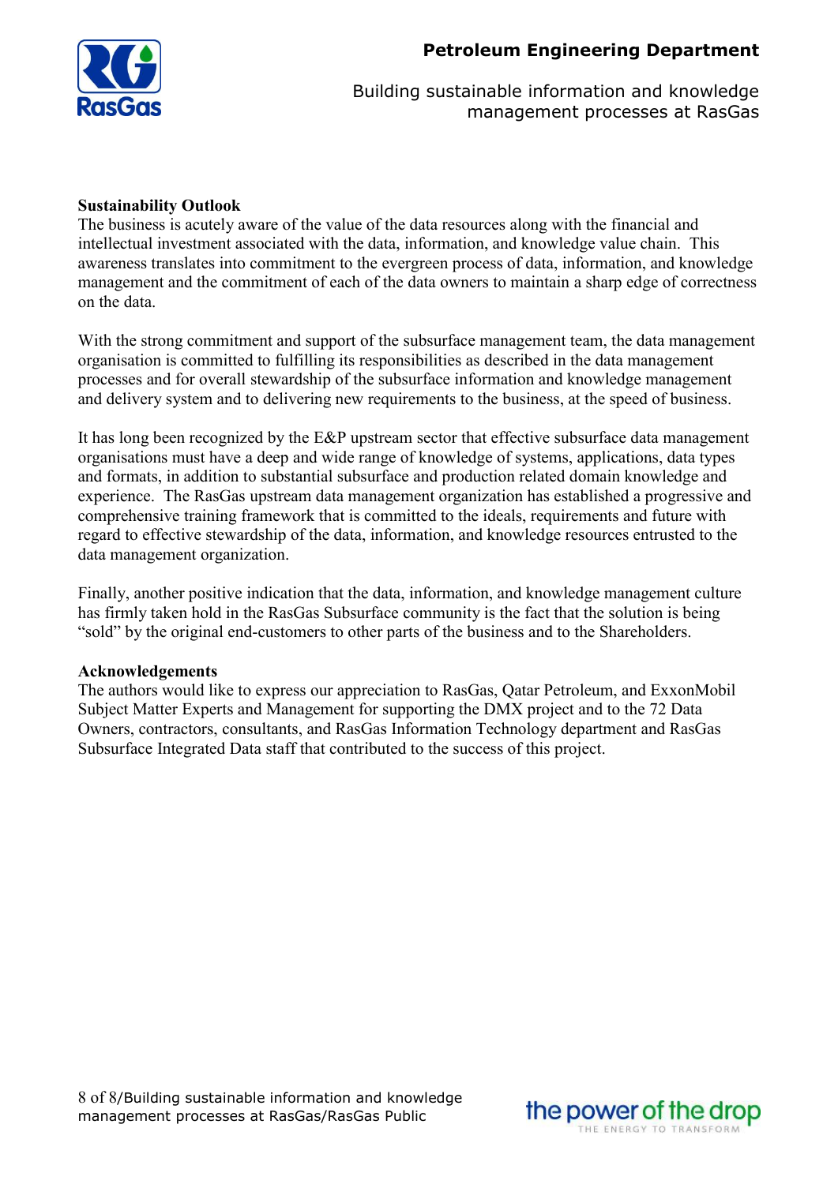**Sustainability Outlook**

The business is acutely aware of the value of the data resources along with the financial and intellectual investment associated with the data, information, and knowledge value chain. This awareness translates into commitment to the evergreen process of data, information, and knowledge management and the commitment of each of the data owners to maintain a sharp edge of correctness on the data.

With the strong commitment and support of the subsurface management team, the data management organisation is committed to fulfilling its responsibilities as described in the data management processes and for overall stewardship of the subsurface information and knowledge management and delivery system and to delivering new requirements to the business, at the speed of business.

It has long been recognized by the E&P upstream sector that effective subsurface data management organisations must have a deep and wide range of knowledge of systems, applications, data types and formats, in addition to substantial subsurface and production related domain knowledge and experience. The RasGas upstream data management organization has established a progressive and comprehensive training framework that is committed to the ideals, requirements and future with regard to effective stewardship of the data, information, and knowledge resources entrusted to the data management organization.

Finally, another positive indication that the data, information, and knowledge management culture has firmly taken hold in the RasGas Subsurface community is the fact that the solution is being "sold" by the original end-customers to other parts of the business and to the Shareholders.

**Acknowledgements**

The authors would like to express our appreciation to RasGas, Qatar Petroleum, and ExxonMobil Subject Matter Experts and Management for supporting the DMX project and to the 72 Data Owners, contractors, consultants, and RasGas Information Technology department and RasGas Subsurface Integrated Data staff that contributed to the success of this project.